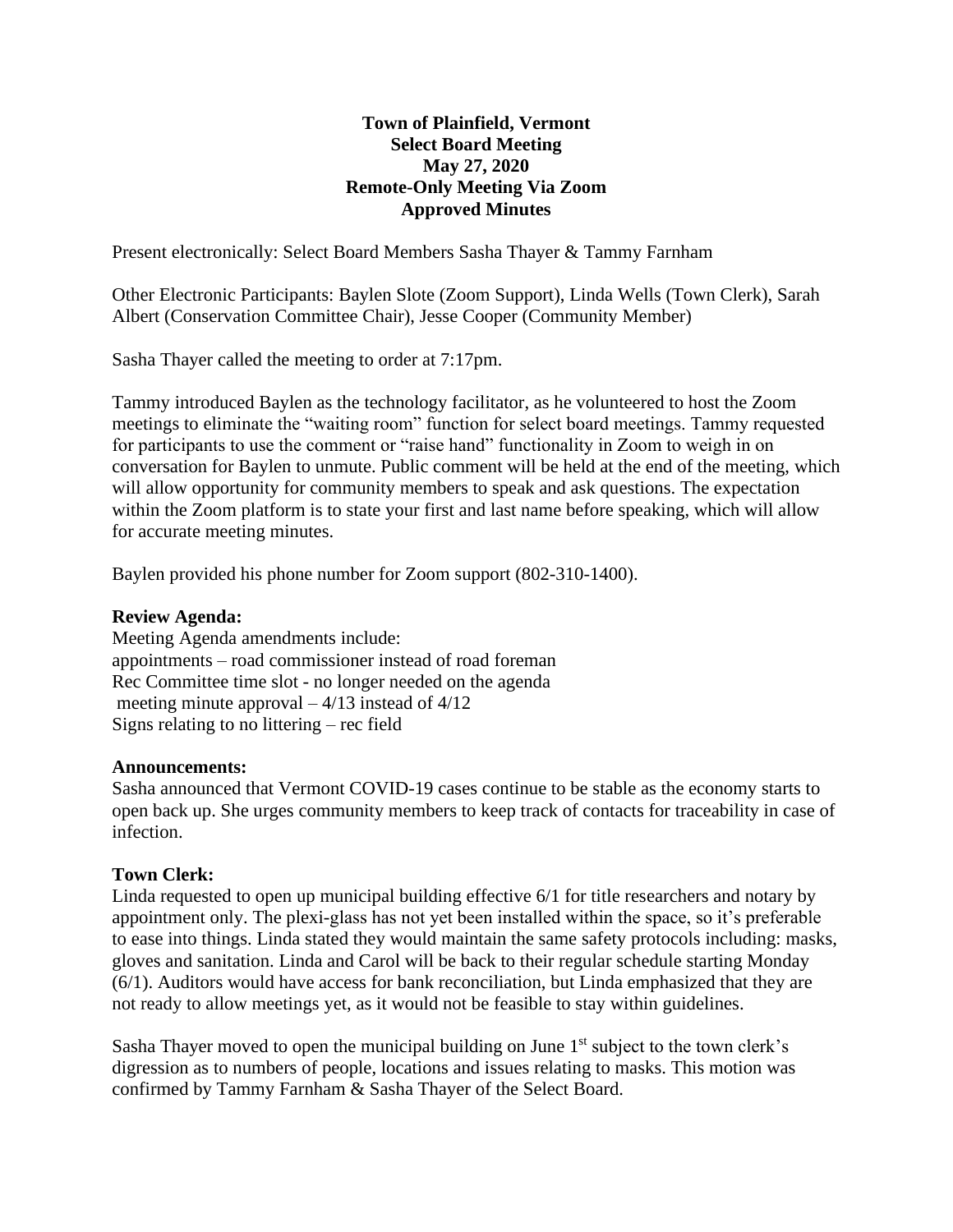**Town of Plainfield, Vermont**
**Select Board Meeting**
**May 27, 2020**
**Remote-Only Meeting Via Zoom**
**Approved Minutes**

Present electronically: Select Board Members Sasha Thayer & Tammy Farnham

Other Electronic Participants: Baylen Slote (Zoom Support), Linda Wells (Town Clerk), Sarah Albert (Conservation Committee Chair), Jesse Cooper (Community Member)

Sasha Thayer called the meeting to order at 7:17pm.

Tammy introduced Baylen as the technology facilitator, as he volunteered to host the Zoom meetings to eliminate the "waiting room" function for select board meetings. Tammy requested for participants to use the comment or "raise hand" functionality in Zoom to weigh in on conversation for Baylen to unmute. Public comment will be held at the end of the meeting, which will allow opportunity for community members to speak and ask questions. The expectation within the Zoom platform is to state your first and last name before speaking, which will allow for accurate meeting minutes.

Baylen provided his phone number for Zoom support (802-310-1400).

**Review Agenda:**
Meeting Agenda amendments include:
appointments – road commissioner instead of road foreman
Rec Committee time slot - no longer needed on the agenda
meeting minute approval – 4/13 instead of 4/12
Signs relating to no littering – rec field

**Announcements:**
Sasha announced that Vermont COVID-19 cases continue to be stable as the economy starts to open back up. She urges community members to keep track of contacts for traceability in case of infection.

**Town Clerk:**
Linda requested to open up municipal building effective 6/1 for title researchers and notary by appointment only. The plexi-glass has not yet been installed within the space, so it's preferable to ease into things. Linda stated they would maintain the same safety protocols including: masks, gloves and sanitation. Linda and Carol will be back to their regular schedule starting Monday (6/1). Auditors would have access for bank reconciliation, but Linda emphasized that they are not ready to allow meetings yet, as it would not be feasible to stay within guidelines.

Sasha Thayer moved to open the municipal building on June 1st subject to the town clerk's digression as to numbers of people, locations and issues relating to masks. This motion was confirmed by Tammy Farnham & Sasha Thayer of the Select Board.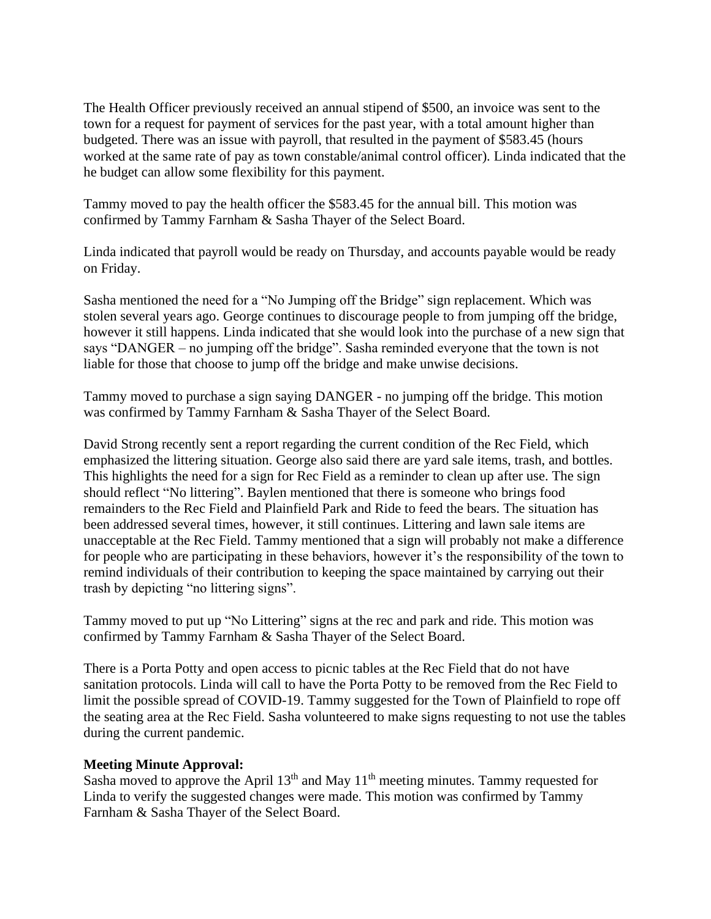The Health Officer previously received an annual stipend of $500, an invoice was sent to the town for a request for payment of services for the past year, with a total amount higher than budgeted. There was an issue with payroll, that resulted in the payment of $583.45 (hours worked at the same rate of pay as town constable/animal control officer). Linda indicated that the he budget can allow some flexibility for this payment.

Tammy moved to pay the health officer the $583.45 for the annual bill. This motion was confirmed by Tammy Farnham & Sasha Thayer of the Select Board.

Linda indicated that payroll would be ready on Thursday, and accounts payable would be ready on Friday.

Sasha mentioned the need for a "No Jumping off the Bridge" sign replacement. Which was stolen several years ago. George continues to discourage people to from jumping off the bridge, however it still happens. Linda indicated that she would look into the purchase of a new sign that says "DANGER – no jumping off the bridge". Sasha reminded everyone that the town is not liable for those that choose to jump off the bridge and make unwise decisions.

Tammy moved to purchase a sign saying DANGER - no jumping off the bridge. This motion was confirmed by Tammy Farnham & Sasha Thayer of the Select Board.

David Strong recently sent a report regarding the current condition of the Rec Field, which emphasized the littering situation. George also said there are yard sale items, trash, and bottles. This highlights the need for a sign for Rec Field as a reminder to clean up after use. The sign should reflect "No littering". Baylen mentioned that there is someone who brings food remainders to the Rec Field and Plainfield Park and Ride to feed the bears. The situation has been addressed several times, however, it still continues. Littering and lawn sale items are unacceptable at the Rec Field. Tammy mentioned that a sign will probably not make a difference for people who are participating in these behaviors, however it's the responsibility of the town to remind individuals of their contribution to keeping the space maintained by carrying out their trash by depicting "no littering signs".

Tammy moved to put up "No Littering" signs at the rec and park and ride. This motion was confirmed by Tammy Farnham & Sasha Thayer of the Select Board.

There is a Porta Potty and open access to picnic tables at the Rec Field that do not have sanitation protocols. Linda will call to have the Porta Potty to be removed from the Rec Field to limit the possible spread of COVID-19. Tammy suggested for the Town of Plainfield to rope off the seating area at the Rec Field. Sasha volunteered to make signs requesting to not use the tables during the current pandemic.

**Meeting Minute Approval:**
Sasha moved to approve the April 13th and May 11th meeting minutes. Tammy requested for Linda to verify the suggested changes were made. This motion was confirmed by Tammy Farnham & Sasha Thayer of the Select Board.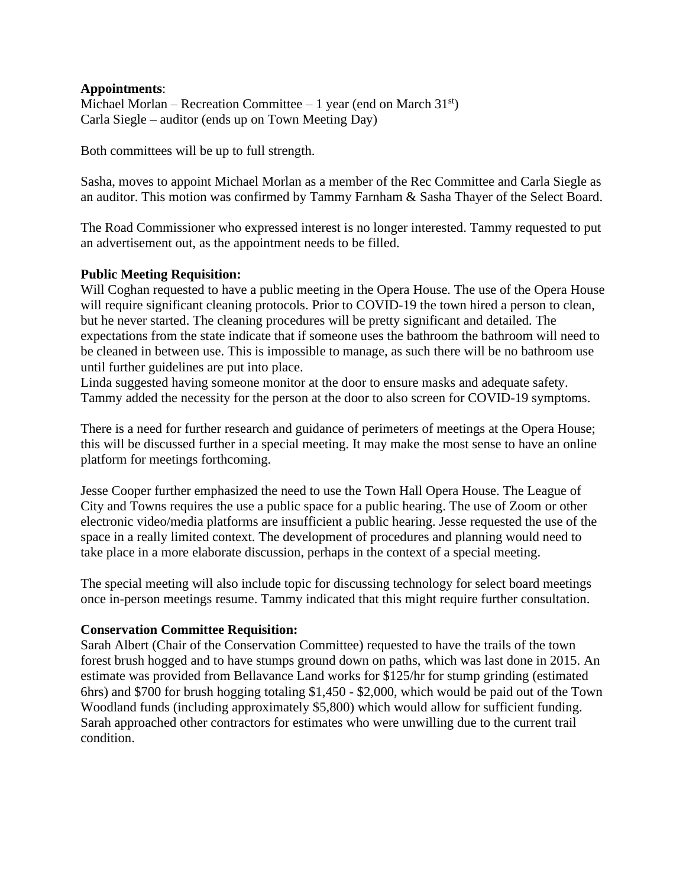**Appointments**:
Michael Morlan – Recreation Committee – 1 year (end on March 31st)
Carla Siegle – auditor (ends up on Town Meeting Day)

Both committees will be up to full strength.

Sasha, moves to appoint Michael Morlan as a member of the Rec Committee and Carla Siegle as an auditor. This motion was confirmed by Tammy Farnham & Sasha Thayer of the Select Board.

The Road Commissioner who expressed interest is no longer interested. Tammy requested to put an advertisement out, as the appointment needs to be filled.

**Public Meeting Requisition:**
Will Coghan requested to have a public meeting in the Opera House. The use of the Opera House will require significant cleaning protocols. Prior to COVID-19 the town hired a person to clean, but he never started. The cleaning procedures will be pretty significant and detailed. The expectations from the state indicate that if someone uses the bathroom the bathroom will need to be cleaned in between use. This is impossible to manage, as such there will be no bathroom use until further guidelines are put into place.
Linda suggested having someone monitor at the door to ensure masks and adequate safety. Tammy added the necessity for the person at the door to also screen for COVID-19 symptoms.

There is a need for further research and guidance of perimeters of meetings at the Opera House; this will be discussed further in a special meeting. It may make the most sense to have an online platform for meetings forthcoming.

Jesse Cooper further emphasized the need to use the Town Hall Opera House. The League of City and Towns requires the use a public space for a public hearing. The use of Zoom or other electronic video/media platforms are insufficient a public hearing. Jesse requested the use of the space in a really limited context. The development of procedures and planning would need to take place in a more elaborate discussion, perhaps in the context of a special meeting.

The special meeting will also include topic for discussing technology for select board meetings once in-person meetings resume. Tammy indicated that this might require further consultation.

**Conservation Committee Requisition:**
Sarah Albert (Chair of the Conservation Committee) requested to have the trails of the town forest brush hogged and to have stumps ground down on paths, which was last done in 2015. An estimate was provided from Bellavance Land works for $125/hr for stump grinding (estimated 6hrs) and $700 for brush hogging totaling $1,450 - $2,000, which would be paid out of the Town Woodland funds (including approximately $5,800) which would allow for sufficient funding. Sarah approached other contractors for estimates who were unwilling due to the current trail condition.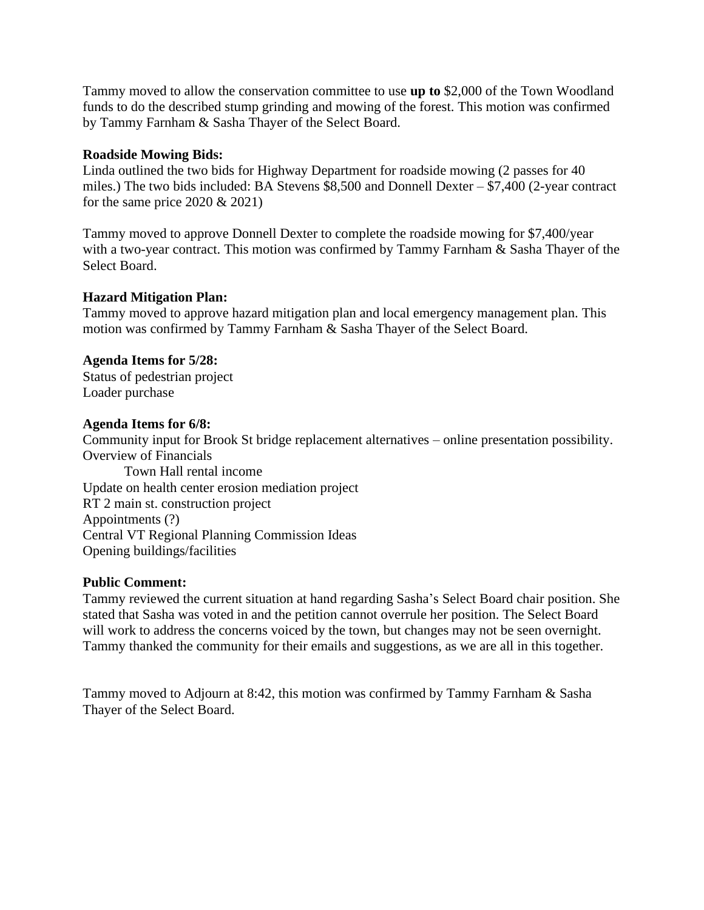Tammy moved to allow the conservation committee to use **up to** $2,000 of the Town Woodland funds to do the described stump grinding and mowing of the forest. This motion was confirmed by Tammy Farnham & Sasha Thayer of the Select Board.

**Roadside Mowing Bids:**
Linda outlined the two bids for Highway Department for roadside mowing (2 passes for 40 miles.) The two bids included: BA Stevens $8,500 and Donnell Dexter – $7,400 (2-year contract for the same price 2020 & 2021)

Tammy moved to approve Donnell Dexter to complete the roadside mowing for $7,400/year with a two-year contract. This motion was confirmed by Tammy Farnham & Sasha Thayer of the Select Board.

**Hazard Mitigation Plan:**
Tammy moved to approve hazard mitigation plan and local emergency management plan. This motion was confirmed by Tammy Farnham & Sasha Thayer of the Select Board.

**Agenda Items for 5/28:**
Status of pedestrian project
Loader purchase

**Agenda Items for 6/8:**
Community input for Brook St bridge replacement alternatives – online presentation possibility.
Overview of Financials
    Town Hall rental income
Update on health center erosion mediation project
RT 2 main st. construction project
Appointments (?)
Central VT Regional Planning Commission Ideas
Opening buildings/facilities

**Public Comment:**
Tammy reviewed the current situation at hand regarding Sasha's Select Board chair position. She stated that Sasha was voted in and the petition cannot overrule her position. The Select Board will work to address the concerns voiced by the town, but changes may not be seen overnight. Tammy thanked the community for their emails and suggestions, as we are all in this together.

Tammy moved to Adjourn at 8:42, this motion was confirmed by Tammy Farnham & Sasha Thayer of the Select Board.